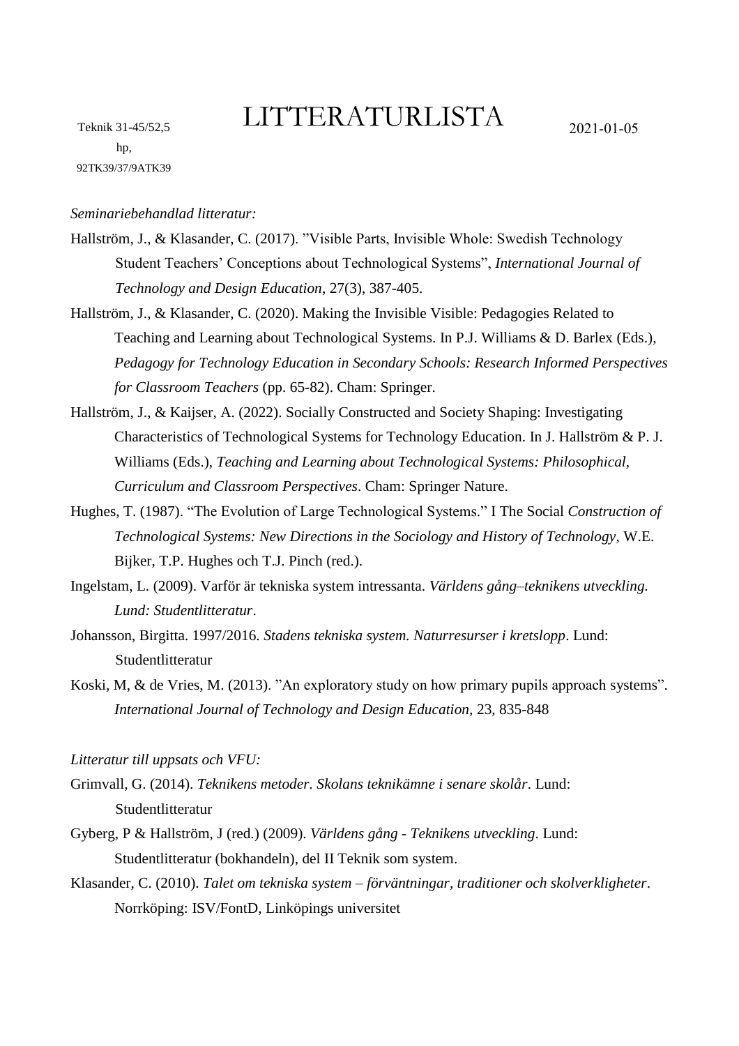Teknik 31-45/52,5 hp, 92TK39/37/9ATK39

# LITTERATURLISTA

2021-01-05

*Seminariebehandlad litteratur:*

Hallström, J., & Klasander, C. (2017). ”Visible Parts, Invisible Whole: Swedish Technology Student Teachers' Conceptions about Technological Systems”, *International Journal of Technology and Design Education*, 27(3), 387-405.

Hallström, J., & Klasander, C. (2020). Making the Invisible Visible: Pedagogies Related to Teaching and Learning about Technological Systems. In P.J. Williams & D. Barlex (Eds.), *Pedagogy for Technology Education in Secondary Schools: Research Informed Perspectives for Classroom Teachers* (pp. 65-82). Cham: Springer.

Hallström, J., & Kaijser, A. (2022). Socially Constructed and Society Shaping: Investigating Characteristics of Technological Systems for Technology Education. In J. Hallström & P. J. Williams (Eds.), *Teaching and Learning about Technological Systems: Philosophical, Curriculum and Classroom Perspectives*. Cham: Springer Nature.

Hughes, T. (1987). "The Evolution of Large Technological Systems." I The Social *Construction of Technological Systems: New Directions in the Sociology and History of Technology*, W.E. Bijker, T.P. Hughes och T.J. Pinch (red.).

Ingelstam, L. (2009). Varför är tekniska system intressanta. *Världens gång–teknikens utveckling. Lund: Studentlitteratur*.

Johansson, Birgitta. 1997/2016. *Stadens tekniska system. Naturresurser i kretslopp*. Lund: Studentlitteratur

Koski, M, & de Vries, M. (2013). ”An exploratory study on how primary pupils approach systems”. *International Journal of Technology and Design Education*, 23, 835-848

*Litteratur till uppsats och VFU:*

Grimvall, G. (2014). *Teknikens metoder. Skolans teknikämne i senare skolår*. Lund: Studentlitteratur

Gyberg, P & Hallström, J (red.) (2009). *Världens gång - Teknikens utveckling*. Lund: Studentlitteratur (bokhandeln), del II Teknik som system.

Klasander, C. (2010). *Talet om tekniska system – förväntningar, traditioner och skolverkligheter*. Norrköping: ISV/FontD, Linköpings universitet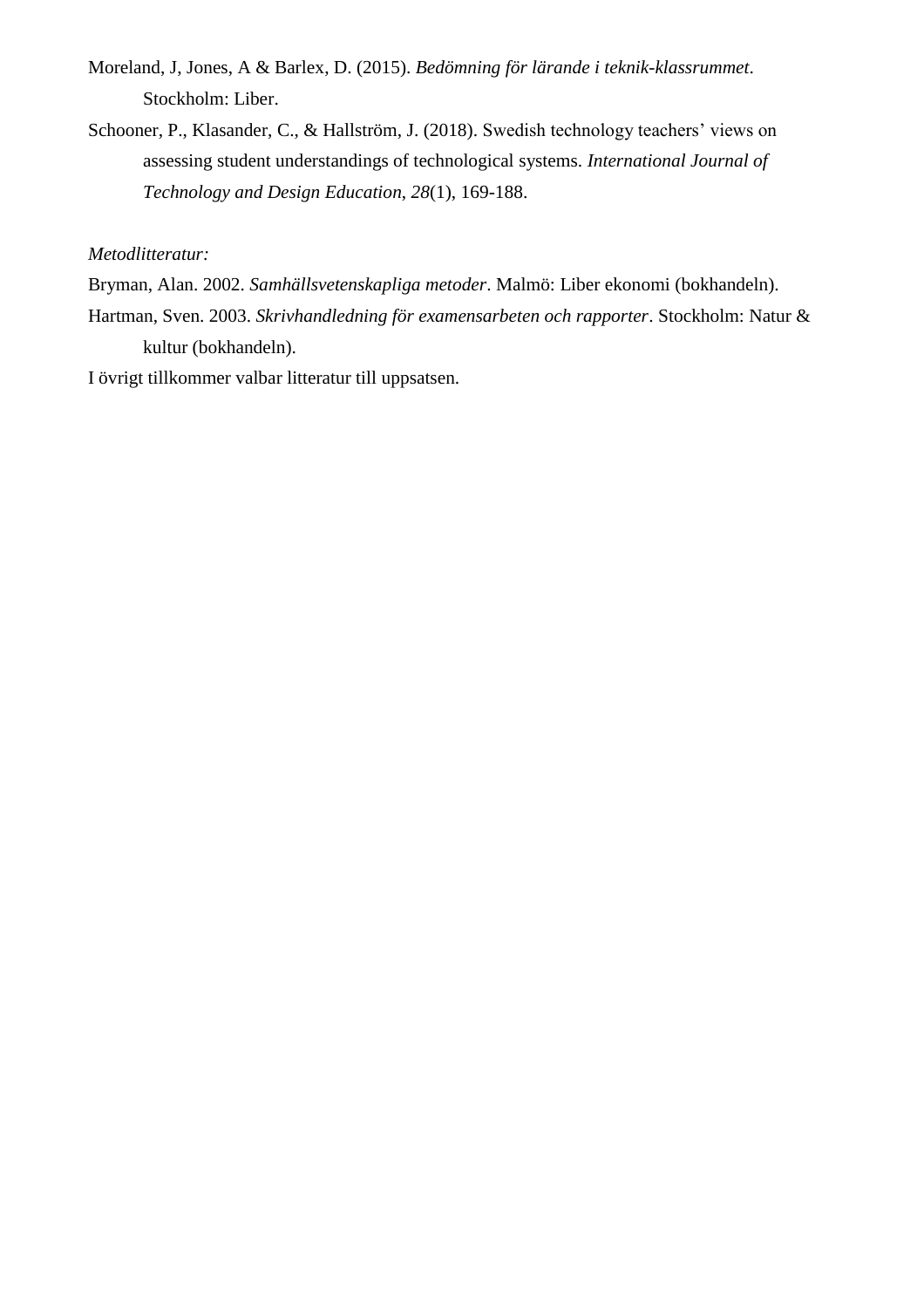Moreland, J, Jones, A & Barlex, D. (2015). *Bedömning för lärande i teknik-klassrummet*. Stockholm: Liber.

Schooner, P., Klasander, C., & Hallström, J. (2018). Swedish technology teachers' views on assessing student understandings of technological systems. *International Journal of Technology and Design Education*, *28*(1), 169-188.

*Metodlitteratur:*

Bryman, Alan. 2002. *Samhällsvetenskapliga metoder*. Malmö: Liber ekonomi (bokhandeln).

Hartman, Sven. 2003. *Skrivhandledning för examensarbeten och rapporter*. Stockholm: Natur & kultur (bokhandeln).

I övrigt tillkommer valbar litteratur till uppsatsen.